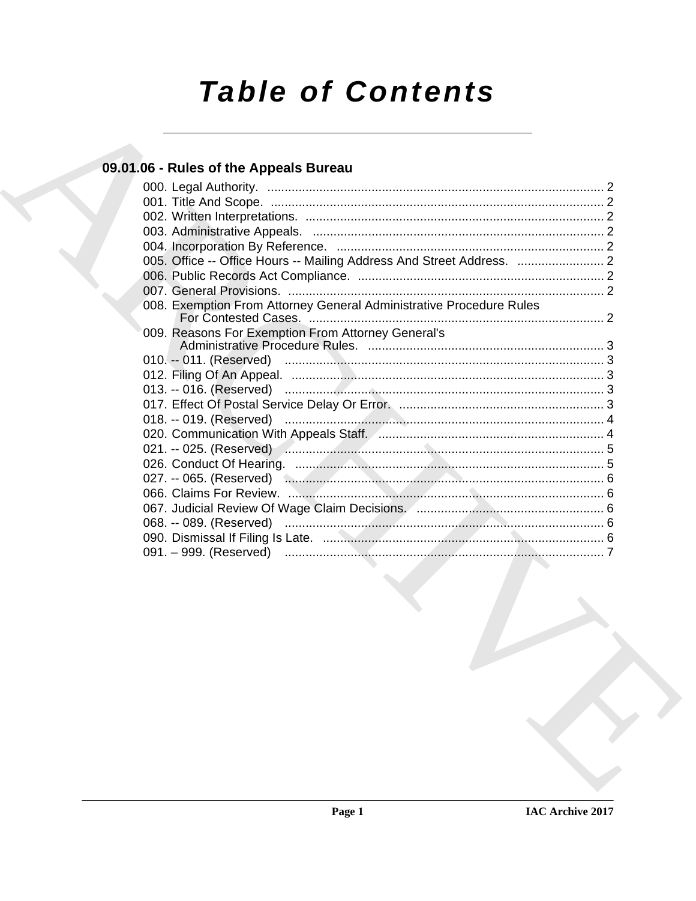# Table of Contents

## 09.01.06 - Rules of the Appeals Bureau

000. Legal Authority. ........................................................................................ 2
001. Title And Scope. ........................................................................................ 2
002. Written Interpretations. ........................................................................................ 2
003. Administrative Appeals. ........................................................................................ 2
004. Incorporation By Reference. ........................................................................................ 2
005. Office -- Office Hours -- Mailing Address And Street Address. ......................... 2
006. Public Records Act Compliance. ........................................................................................ 2
007. General Provisions. ........................................................................................ 2
008. Exemption From Attorney General Administrative Procedure Rules For Contested Cases. ........................................................................................ 2
009. Reasons For Exemption From Attorney General's Administrative Procedure Rules. ........................................................................................ 3
010. -- 011. (Reserved) ........................................................................................ 3
012. Filing Of An Appeal. ........................................................................................ 3
013. -- 016. (Reserved) ........................................................................................ 3
017. Effect Of Postal Service Delay Or Error. ........................................................................................ 3
018. -- 019. (Reserved) ........................................................................................ 4
020. Communication With Appeals Staff. ........................................................................................ 4
021. -- 025. (Reserved) ........................................................................................ 5
026. Conduct Of Hearing. ........................................................................................ 5
027. -- 065. (Reserved) ........................................................................................ 6
066. Claims For Review. ........................................................................................ 6
067. Judicial Review Of Wage Claim Decisions. ........................................................................................ 6
068. -- 089. (Reserved) ........................................................................................ 6
090. Dismissal If Filing Is Late. ........................................................................................ 6
091. – 999. (Reserved) ........................................................................................ 7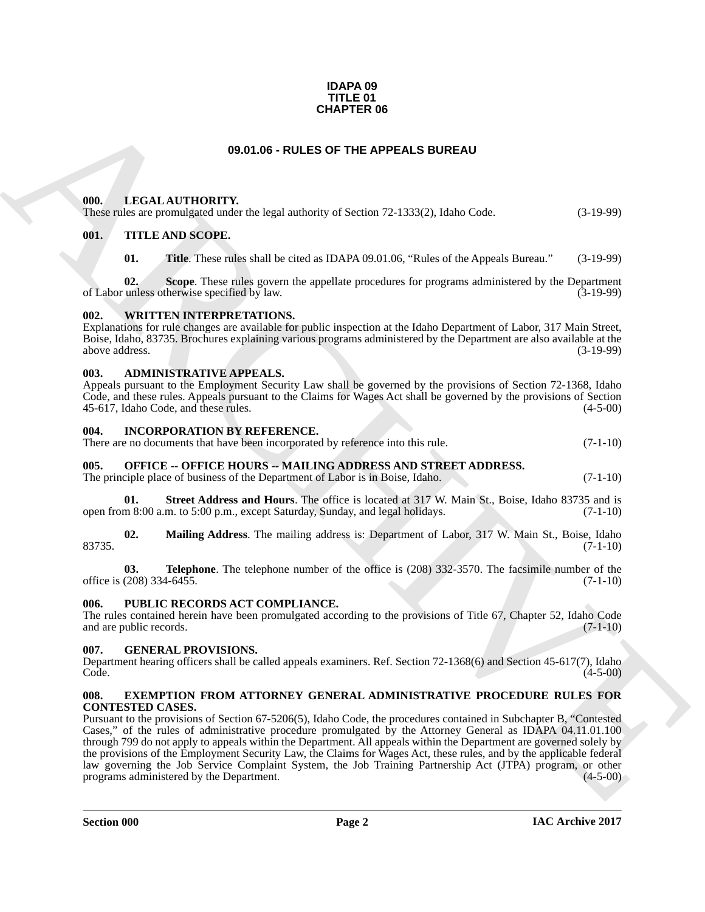**IDAPA 09**
**TITLE 01**
**CHAPTER 06**

# 09.01.06 - RULES OF THE APPEALS BUREAU

### 000. LEGAL AUTHORITY.

These rules are promulgated under the legal authority of Section 72-1333(2), Idaho Code. (3-19-99)

### 001. TITLE AND SCOPE.

**01. Title**. These rules shall be cited as IDAPA 09.01.06, "Rules of the Appeals Bureau." (3-19-99)

**02. Scope**. These rules govern the appellate procedures for programs administered by the Department of Labor unless otherwise specified by law. (3-19-99)

### 002. WRITTEN INTERPRETATIONS.

Explanations for rule changes are available for public inspection at the Idaho Department of Labor, 317 Main Street, Boise, Idaho, 83735. Brochures explaining various programs administered by the Department are also available at the above address. (3-19-99)

### 003. ADMINISTRATIVE APPEALS.

Appeals pursuant to the Employment Security Law shall be governed by the provisions of Section 72-1368, Idaho Code, and these rules. Appeals pursuant to the Claims for Wages Act shall be governed by the provisions of Section 45-617, Idaho Code, and these rules. (4-5-00)

### 004. INCORPORATION BY REFERENCE.

There are no documents that have been incorporated by reference into this rule. (7-1-10)

### 005. OFFICE -- OFFICE HOURS -- MAILING ADDRESS AND STREET ADDRESS.

The principle place of business of the Department of Labor is in Boise, Idaho. (7-1-10)

**01. Street Address and Hours**. The office is located at 317 W. Main St., Boise, Idaho 83735 and is open from 8:00 a.m. to 5:00 p.m., except Saturday, Sunday, and legal holidays. (7-1-10)

**02. Mailing Address**. The mailing address is: Department of Labor, 317 W. Main St., Boise, Idaho 83735. (7-1-10)

**03. Telephone**. The telephone number of the office is (208) 332-3570. The facsimile number of the office is (208) 334-6455. (7-1-10)

### 006. PUBLIC RECORDS ACT COMPLIANCE.

The rules contained herein have been promulgated according to the provisions of Title 67, Chapter 52, Idaho Code and are public records. (7-1-10)

### 007. GENERAL PROVISIONS.

Department hearing officers shall be called appeals examiners. Ref. Section 72-1368(6) and Section 45-617(7), Idaho Code. (4-5-00)

### 008. EXEMPTION FROM ATTORNEY GENERAL ADMINISTRATIVE PROCEDURE RULES FOR CONTESTED CASES.

Pursuant to the provisions of Section 67-5206(5), Idaho Code, the procedures contained in Subchapter B, "Contested Cases," of the rules of administrative procedure promulgated by the Attorney General as IDAPA 04.11.01.100 through 799 do not apply to appeals within the Department. All appeals within the Department are governed solely by the provisions of the Employment Security Law, the Claims for Wages Act, these rules, and by the applicable federal law governing the Job Service Complaint System, the Job Training Partnership Act (JTPA) program, or other programs administered by the Department. (4-5-00)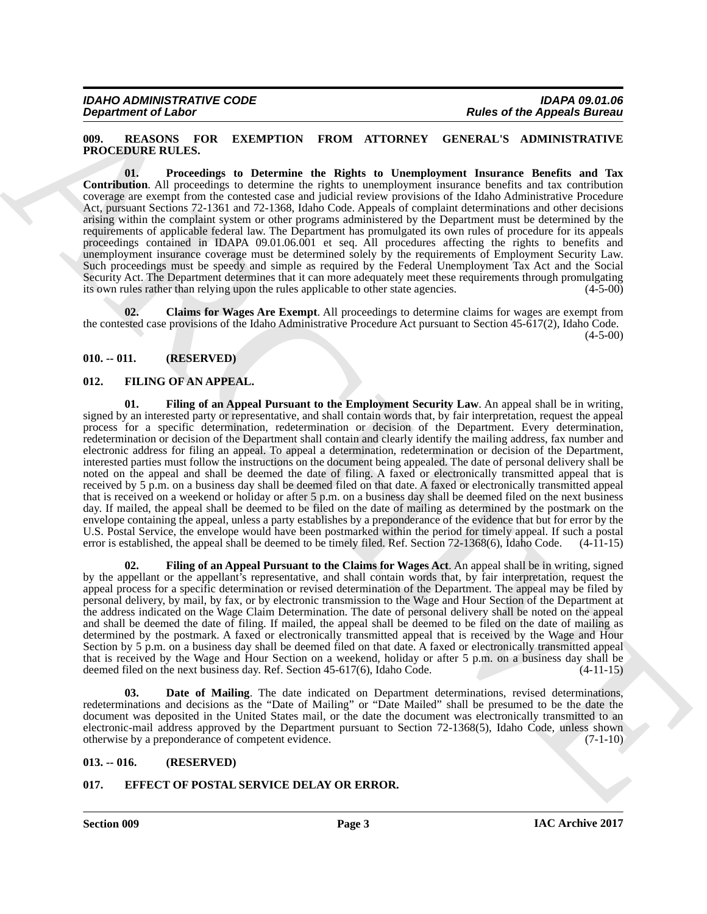**009. REASONS FOR EXEMPTION FROM ATTORNEY GENERAL'S ADMINISTRATIVE PROCEDURE RULES.**

**01. Proceedings to Determine the Rights to Unemployment Insurance Benefits and Tax Contribution**. All proceedings to determine the rights to unemployment insurance benefits and tax contribution coverage are exempt from the contested case and judicial review provisions of the Idaho Administrative Procedure Act, pursuant Sections 72-1361 and 72-1368, Idaho Code. Appeals of complaint determinations and other decisions arising within the complaint system or other programs administered by the Department must be determined by the requirements of applicable federal law. The Department has promulgated its own rules of procedure for its appeals proceedings contained in IDAPA 09.01.06.001 et seq. All procedures affecting the rights to benefits and unemployment insurance coverage must be determined solely by the requirements of Employment Security Law. Such proceedings must be speedy and simple as required by the Federal Unemployment Tax Act and the Social Security Act. The Department determines that it can more adequately meet these requirements through promulgating its own rules rather than relying upon the rules applicable to other state agencies. (4-5-00)

**02. Claims for Wages Are Exempt**. All proceedings to determine claims for wages are exempt from the contested case provisions of the Idaho Administrative Procedure Act pursuant to Section 45-617(2), Idaho Code. (4-5-00)

**010. -- 011. (RESERVED)**

**012. FILING OF AN APPEAL.**

**01. Filing of an Appeal Pursuant to the Employment Security Law**. An appeal shall be in writing, signed by an interested party or representative, and shall contain words that, by fair interpretation, request the appeal process for a specific determination, redetermination or decision of the Department. Every determination, redetermination or decision of the Department shall contain and clearly identify the mailing address, fax number and electronic address for filing an appeal. To appeal a determination, redetermination or decision of the Department, interested parties must follow the instructions on the document being appealed. The date of personal delivery shall be noted on the appeal and shall be deemed the date of filing. A faxed or electronically transmitted appeal that is received by 5 p.m. on a business day shall be deemed filed on that date. A faxed or electronically transmitted appeal that is received on a weekend or holiday or after 5 p.m. on a business day shall be deemed filed on the next business day. If mailed, the appeal shall be deemed to be filed on the date of mailing as determined by the postmark on the envelope containing the appeal, unless a party establishes by a preponderance of the evidence that but for error by the U.S. Postal Service, the envelope would have been postmarked within the period for timely appeal. If such a postal error is established, the appeal shall be deemed to be timely filed. Ref. Section 72-1368(6), Idaho Code. (4-11-15)

**02. Filing of an Appeal Pursuant to the Claims for Wages Act**. An appeal shall be in writing, signed by the appellant or the appellant's representative, and shall contain words that, by fair interpretation, request the appeal process for a specific determination or revised determination of the Department. The appeal may be filed by personal delivery, by mail, by fax, or by electronic transmission to the Wage and Hour Section of the Department at the address indicated on the Wage Claim Determination. The date of personal delivery shall be noted on the appeal and shall be deemed the date of filing. If mailed, the appeal shall be deemed to be filed on the date of mailing as determined by the postmark. A faxed or electronically transmitted appeal that is received by the Wage and Hour Section by 5 p.m. on a business day shall be deemed filed on that date. A faxed or electronically transmitted appeal that is received by the Wage and Hour Section on a weekend, holiday or after 5 p.m. on a business day shall be deemed filed on the next business day. Ref. Section 45-617(6), Idaho Code. (4-11-15)

**03. Date of Mailing**. The date indicated on Department determinations, revised determinations, redeterminations and decisions as the "Date of Mailing" or "Date Mailed" shall be presumed to be the date the document was deposited in the United States mail, or the date the document was electronically transmitted to an electronic-mail address approved by the Department pursuant to Section 72-1368(5), Idaho Code, unless shown otherwise by a preponderance of competent evidence. (7-1-10)

**013. -- 016. (RESERVED)**

**017. EFFECT OF POSTAL SERVICE DELAY OR ERROR.**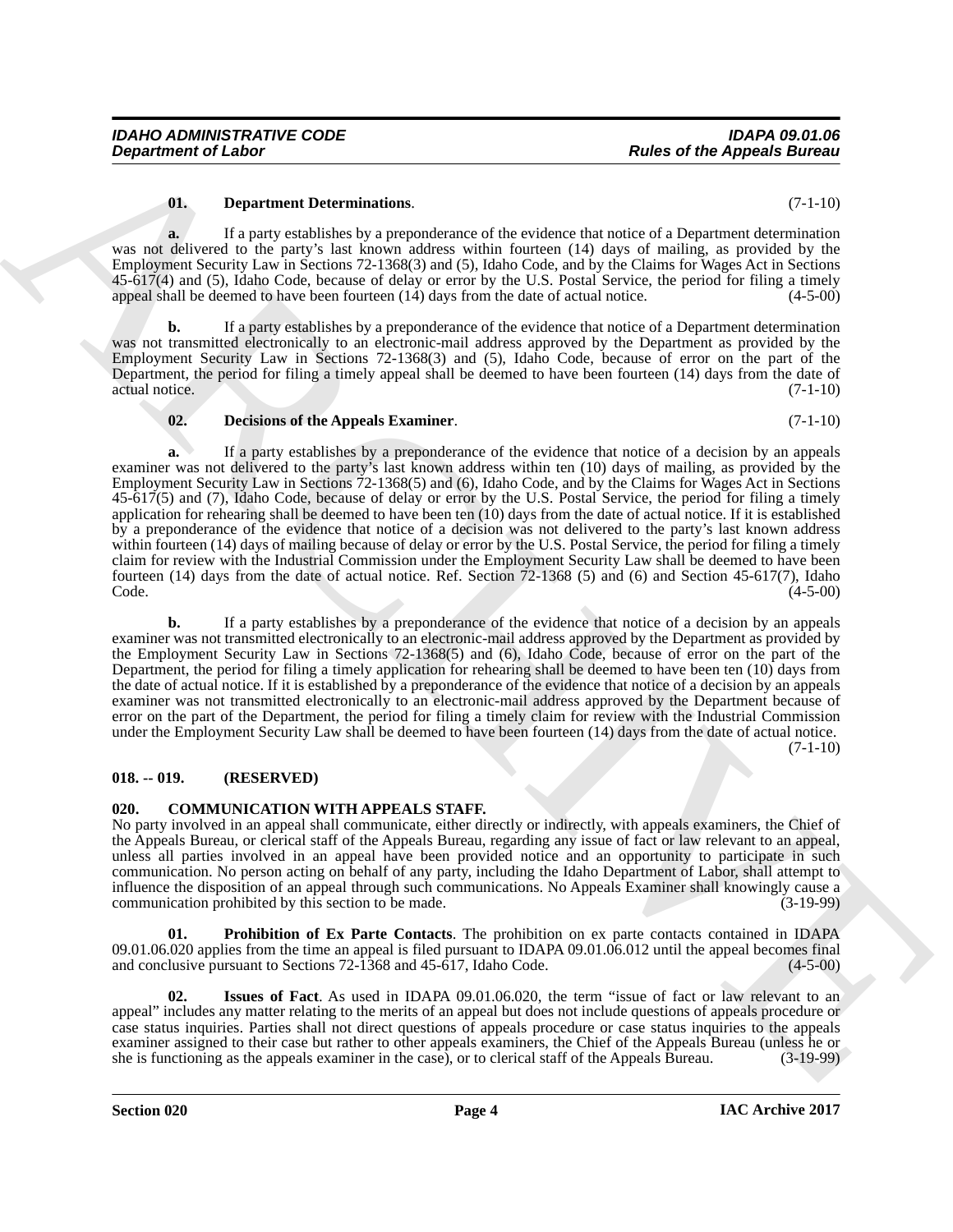**01. Department Determinations**. (7-1-10)

**a.** If a party establishes by a preponderance of the evidence that notice of a Department determination was not delivered to the party's last known address within fourteen (14) days of mailing, as provided by the Employment Security Law in Sections 72-1368(3) and (5), Idaho Code, and by the Claims for Wages Act in Sections 45-617(4) and (5), Idaho Code, because of delay or error by the U.S. Postal Service, the period for filing a timely appeal shall be deemed to have been fourteen (14) days from the date of actual notice. (4-5-00)

**b.** If a party establishes by a preponderance of the evidence that notice of a Department determination was not transmitted electronically to an electronic-mail address approved by the Department as provided by the Employment Security Law in Sections 72-1368(3) and (5), Idaho Code, because of error on the part of the Department, the period for filing a timely appeal shall be deemed to have been fourteen (14) days from the date of actual notice. (7-1-10)

**02. Decisions of the Appeals Examiner**. (7-1-10)

**a.** If a party establishes by a preponderance of the evidence that notice of a decision by an appeals examiner was not delivered to the party's last known address within ten (10) days of mailing, as provided by the Employment Security Law in Sections 72-1368(5) and (6), Idaho Code, and by the Claims for Wages Act in Sections 45-617(5) and (7), Idaho Code, because of delay or error by the U.S. Postal Service, the period for filing a timely application for rehearing shall be deemed to have been ten (10) days from the date of actual notice. If it is established by a preponderance of the evidence that notice of a decision was not delivered to the party's last known address within fourteen (14) days of mailing because of delay or error by the U.S. Postal Service, the period for filing a timely claim for review with the Industrial Commission under the Employment Security Law shall be deemed to have been fourteen (14) days from the date of actual notice. Ref. Section 72-1368 (5) and (6) and Section 45-617(7), Idaho Code. (4-5-00)

**b.** If a party establishes by a preponderance of the evidence that notice of a decision by an appeals examiner was not transmitted electronically to an electronic-mail address approved by the Department as provided by the Employment Security Law in Sections 72-1368(5) and (6), Idaho Code, because of error on the part of the Department, the period for filing a timely application for rehearing shall be deemed to have been ten (10) days from the date of actual notice. If it is established by a preponderance of the evidence that notice of a decision by an appeals examiner was not transmitted electronically to an electronic-mail address approved by the Department because of error on the part of the Department, the period for filing a timely claim for review with the Industrial Commission under the Employment Security Law shall be deemed to have been fourteen (14) days from the date of actual notice. (7-1-10)

### 018. -- 019. (RESERVED)

### 020. COMMUNICATION WITH APPEALS STAFF.

No party involved in an appeal shall communicate, either directly or indirectly, with appeals examiners, the Chief of the Appeals Bureau, or clerical staff of the Appeals Bureau, regarding any issue of fact or law relevant to an appeal, unless all parties involved in an appeal have been provided notice and an opportunity to participate in such communication. No person acting on behalf of any party, including the Idaho Department of Labor, shall attempt to influence the disposition of an appeal through such communications. No Appeals Examiner shall knowingly cause a communication prohibited by this section to be made. (3-19-99)

**01. Prohibition of Ex Parte Contacts**. The prohibition on ex parte contacts contained in IDAPA 09.01.06.020 applies from the time an appeal is filed pursuant to IDAPA 09.01.06.012 until the appeal becomes final and conclusive pursuant to Sections 72-1368 and 45-617, Idaho Code. (4-5-00)

**02. Issues of Fact**. As used in IDAPA 09.01.06.020, the term "issue of fact or law relevant to an appeal" includes any matter relating to the merits of an appeal but does not include questions of appeals procedure or case status inquiries. Parties shall not direct questions of appeals procedure or case status inquiries to the appeals examiner assigned to their case but rather to other appeals examiners, the Chief of the Appeals Bureau (unless he or she is functioning as the appeals examiner in the case), or to clerical staff of the Appeals Bureau. (3-19-99)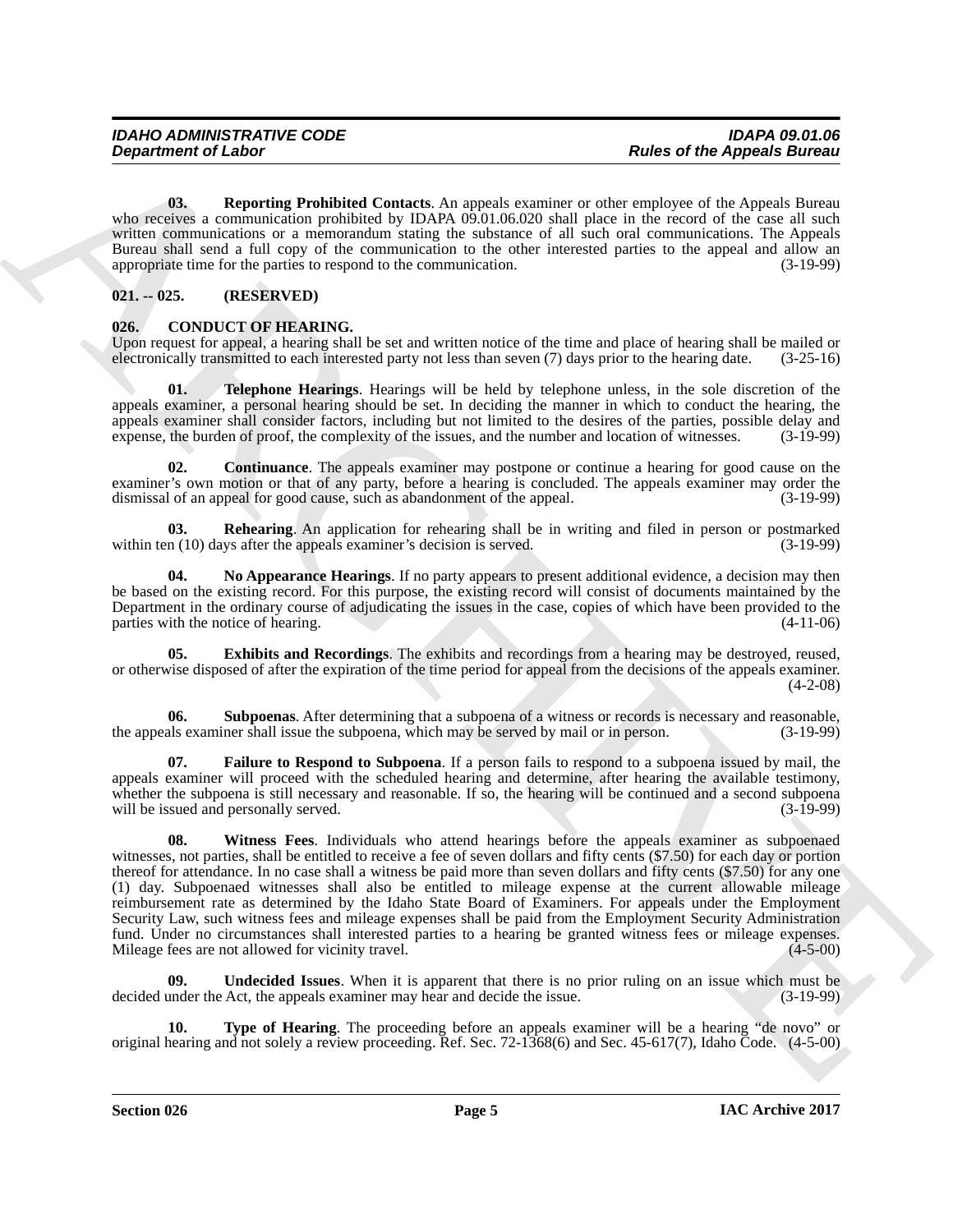**03. Reporting Prohibited Contacts**. An appeals examiner or other employee of the Appeals Bureau who receives a communication prohibited by IDAPA 09.01.06.020 shall place in the record of the case all such written communications or a memorandum stating the substance of all such oral communications. The Appeals Bureau shall send a full copy of the communication to the other interested parties to the appeal and allow an appropriate time for the parties to respond to the communication. (3-19-99)

## 021. -- 025. (RESERVED)

## 026. CONDUCT OF HEARING.

Upon request for appeal, a hearing shall be set and written notice of the time and place of hearing shall be mailed or electronically transmitted to each interested party not less than seven (7) days prior to the hearing date. (3-25-16)

**01. Telephone Hearings**. Hearings will be held by telephone unless, in the sole discretion of the appeals examiner, a personal hearing should be set. In deciding the manner in which to conduct the hearing, the appeals examiner shall consider factors, including but not limited to the desires of the parties, possible delay and expense, the burden of proof, the complexity of the issues, and the number and location of witnesses. (3-19-99)

**02. Continuance**. The appeals examiner may postpone or continue a hearing for good cause on the examiner's own motion or that of any party, before a hearing is concluded. The appeals examiner may order the dismissal of an appeal for good cause, such as abandonment of the appeal. (3-19-99)

**03. Rehearing**. An application for rehearing shall be in writing and filed in person or postmarked within ten (10) days after the appeals examiner's decision is served. (3-19-99)

**04. No Appearance Hearings**. If no party appears to present additional evidence, a decision may then be based on the existing record. For this purpose, the existing record will consist of documents maintained by the Department in the ordinary course of adjudicating the issues in the case, copies of which have been provided to the parties with the notice of hearing. (4-11-06)

**05. Exhibits and Recordings**. The exhibits and recordings from a hearing may be destroyed, reused, or otherwise disposed of after the expiration of the time period for appeal from the decisions of the appeals examiner. (4-2-08)

**06. Subpoenas**. After determining that a subpoena of a witness or records is necessary and reasonable, the appeals examiner shall issue the subpoena, which may be served by mail or in person. (3-19-99)

**07. Failure to Respond to Subpoena**. If a person fails to respond to a subpoena issued by mail, the appeals examiner will proceed with the scheduled hearing and determine, after hearing the available testimony, whether the subpoena is still necessary and reasonable. If so, the hearing will be continued and a second subpoena will be issued and personally served. (3-19-99)

**08. Witness Fees**. Individuals who attend hearings before the appeals examiner as subpoenaed witnesses, not parties, shall be entitled to receive a fee of seven dollars and fifty cents ($7.50) for each day or portion thereof for attendance. In no case shall a witness be paid more than seven dollars and fifty cents ($7.50) for any one (1) day. Subpoenaed witnesses shall also be entitled to mileage expense at the current allowable mileage reimbursement rate as determined by the Idaho State Board of Examiners. For appeals under the Employment Security Law, such witness fees and mileage expenses shall be paid from the Employment Security Administration fund. Under no circumstances shall interested parties to a hearing be granted witness fees or mileage expenses. Mileage fees are not allowed for vicinity travel. (4-5-00)

**09. Undecided Issues**. When it is apparent that there is no prior ruling on an issue which must be decided under the Act, the appeals examiner may hear and decide the issue. (3-19-99)

**10. Type of Hearing**. The proceeding before an appeals examiner will be a hearing "de novo" or original hearing and not solely a review proceeding. Ref. Sec. 72-1368(6) and Sec. 45-617(7), Idaho Code. (4-5-00)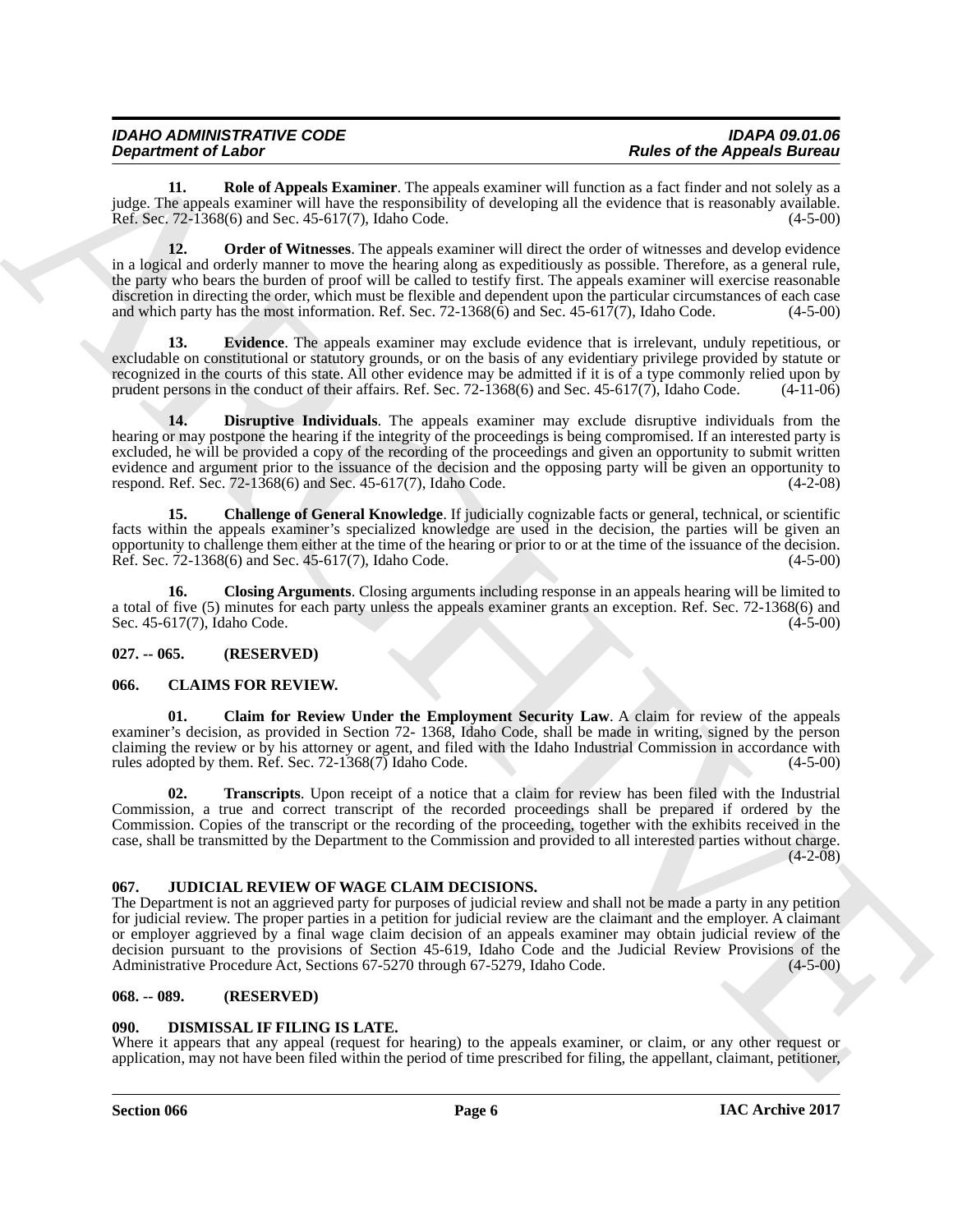**11. Role of Appeals Examiner**. The appeals examiner will function as a fact finder and not solely as a judge. The appeals examiner will have the responsibility of developing all the evidence that is reasonably available. Ref. Sec. 72-1368(6) and Sec. 45-617(7), Idaho Code. (4-5-00)

**12. Order of Witnesses**. The appeals examiner will direct the order of witnesses and develop evidence in a logical and orderly manner to move the hearing along as expeditiously as possible. Therefore, as a general rule, the party who bears the burden of proof will be called to testify first. The appeals examiner will exercise reasonable discretion in directing the order, which must be flexible and dependent upon the particular circumstances of each case and which party has the most information. Ref. Sec. 72-1368(6) and Sec. 45-617(7), Idaho Code. (4-5-00)

**13. Evidence**. The appeals examiner may exclude evidence that is irrelevant, unduly repetitious, or excludable on constitutional or statutory grounds, or on the basis of any evidentiary privilege provided by statute or recognized in the courts of this state. All other evidence may be admitted if it is of a type commonly relied upon by prudent persons in the conduct of their affairs. Ref. Sec. 72-1368(6) and Sec. 45-617(7), Idaho Code. (4-11-06)

**14. Disruptive Individuals**. The appeals examiner may exclude disruptive individuals from the hearing or may postpone the hearing if the integrity of the proceedings is being compromised. If an interested party is excluded, he will be provided a copy of the recording of the proceedings and given an opportunity to submit written evidence and argument prior to the issuance of the decision and the opposing party will be given an opportunity to respond. Ref. Sec. 72-1368(6) and Sec. 45-617(7), Idaho Code. (4-2-08)

**15. Challenge of General Knowledge**. If judicially cognizable facts or general, technical, or scientific facts within the appeals examiner's specialized knowledge are used in the decision, the parties will be given an opportunity to challenge them either at the time of the hearing or prior to or at the time of the issuance of the decision. Ref. Sec. 72-1368(6) and Sec. 45-617(7), Idaho Code. (4-5-00)

**16. Closing Arguments**. Closing arguments including response in an appeals hearing will be limited to a total of five (5) minutes for each party unless the appeals examiner grants an exception. Ref. Sec. 72-1368(6) and Sec. 45-617(7), Idaho Code. (4-5-00)

## 027. -- 065. (RESERVED)

## 066. CLAIMS FOR REVIEW.

**01. Claim for Review Under the Employment Security Law**. A claim for review of the appeals examiner's decision, as provided in Section 72- 1368, Idaho Code, shall be made in writing, signed by the person claiming the review or by his attorney or agent, and filed with the Idaho Industrial Commission in accordance with rules adopted by them. Ref. Sec. 72-1368(7) Idaho Code. (4-5-00)

**02. Transcripts**. Upon receipt of a notice that a claim for review has been filed with the Industrial Commission, a true and correct transcript of the recorded proceedings shall be prepared if ordered by the Commission. Copies of the transcript or the recording of the proceeding, together with the exhibits received in the case, shall be transmitted by the Department to the Commission and provided to all interested parties without charge. (4-2-08)

## 067. JUDICIAL REVIEW OF WAGE CLAIM DECISIONS.

The Department is not an aggrieved party for purposes of judicial review and shall not be made a party in any petition for judicial review. The proper parties in a petition for judicial review are the claimant and the employer. A claimant or employer aggrieved by a final wage claim decision of an appeals examiner may obtain judicial review of the decision pursuant to the provisions of Section 45-619, Idaho Code and the Judicial Review Provisions of the Administrative Procedure Act, Sections 67-5270 through 67-5279, Idaho Code. (4-5-00)

## 068. -- 089. (RESERVED)

## 090. DISMISSAL IF FILING IS LATE.

Where it appears that any appeal (request for hearing) to the appeals examiner, or claim, or any other request or application, may not have been filed within the period of time prescribed for filing, the appellant, claimant, petitioner,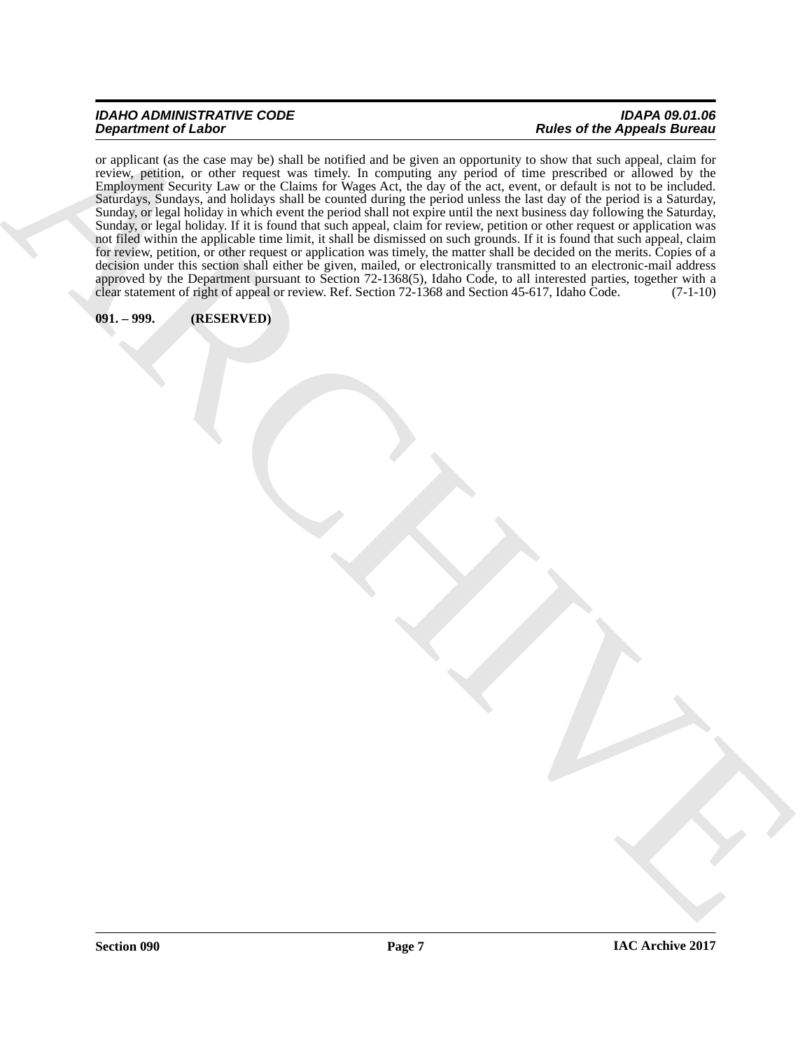or applicant (as the case may be) shall be notified and be given an opportunity to show that such appeal, claim for review, petition, or other request was timely. In computing any period of time prescribed or allowed by the Employment Security Law or the Claims for Wages Act, the day of the act, event, or default is not to be included. Saturdays, Sundays, and holidays shall be counted during the period unless the last day of the period is a Saturday, Sunday, or legal holiday in which event the period shall not expire until the next business day following the Saturday, Sunday, or legal holiday. If it is found that such appeal, claim for review, petition or other request or application was not filed within the applicable time limit, it shall be dismissed on such grounds. If it is found that such appeal, claim for review, petition, or other request or application was timely, the matter shall be decided on the merits. Copies of a decision under this section shall either be given, mailed, or electronically transmitted to an electronic-mail address approved by the Department pursuant to Section 72-1368(5), Idaho Code, to all interested parties, together with a clear statement of right of appeal or review. Ref. Section 72-1368 and Section 45-617, Idaho Code. (7-1-10)

**091. – 999. (RESERVED)**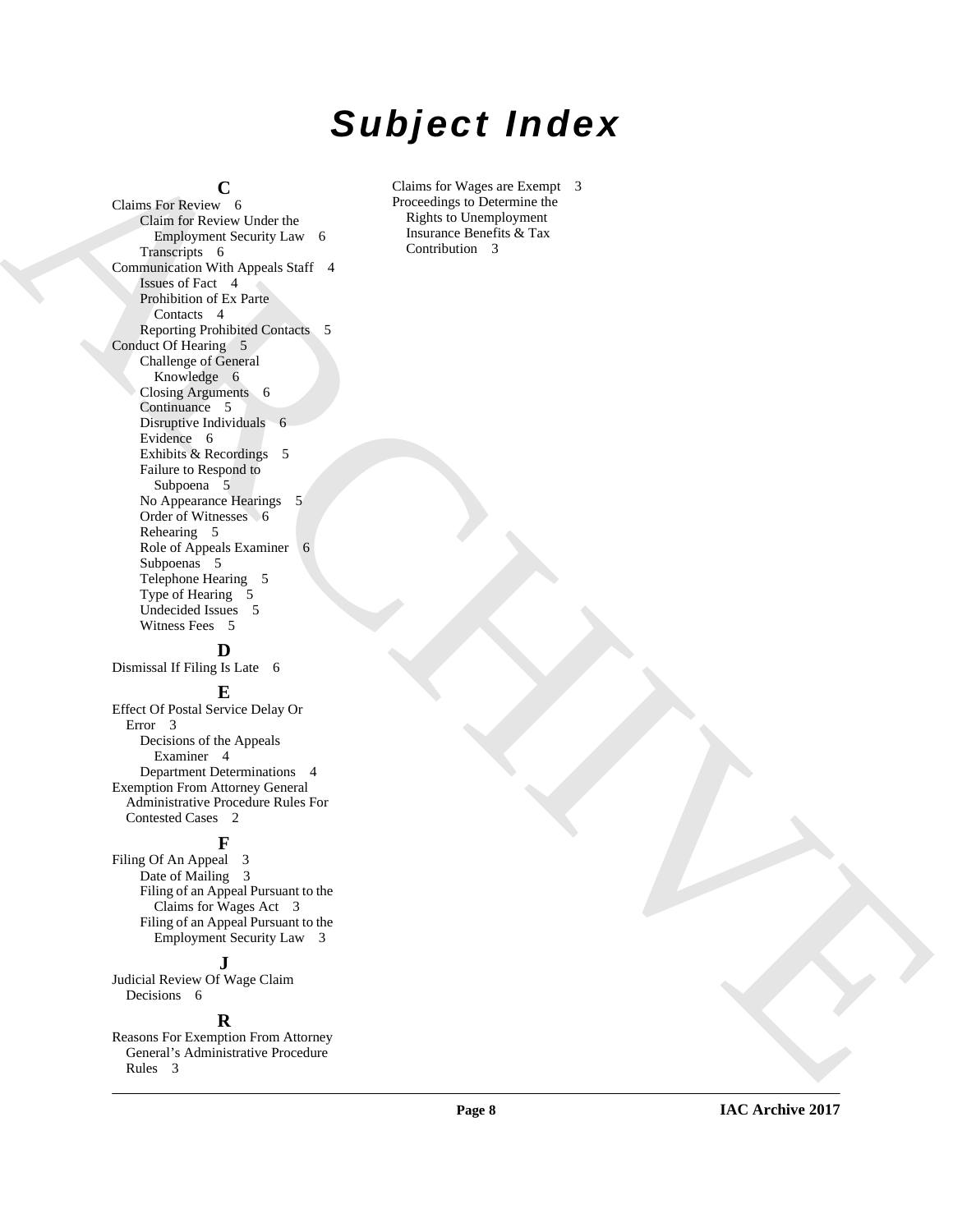# Subject Index

**C**

Claims For Review 6
- Claim for Review Under the Employment Security Law 6
- Transcripts 6

Communication With Appeals Staff 4
- Issues of Fact 4
- Prohibition of Ex Parte Contacts 4
- Reporting Prohibited Contacts 5

Conduct Of Hearing 5
- Challenge of General Knowledge 6
- Closing Arguments 6
- Continuance 5
- Disruptive Individuals 6
- Evidence 6
- Exhibits & Recordings 5
- Failure to Respond to Subpoena 5
- No Appearance Hearings 5
- Order of Witnesses 6
- Rehearing 5
- Role of Appeals Examiner 6
- Subpoenas 5
- Telephone Hearing 5
- Type of Hearing 5
- Undecided Issues 5
- Witness Fees 5

**D**

Dismissal If Filing Is Late 6

**E**

Effect Of Postal Service Delay Or Error 3
- Decisions of the Appeals Examiner 4
- Department Determinations 4

Exemption From Attorney General Administrative Procedure Rules For Contested Cases 2

**F**

Filing Of An Appeal 3
- Date of Mailing 3
- Filing of an Appeal Pursuant to the Claims for Wages Act 3
- Filing of an Appeal Pursuant to the Employment Security Law 3

**J**

Judicial Review Of Wage Claim Decisions 6

**R**

Reasons For Exemption From Attorney General's Administrative Procedure Rules 3

Claims for Wages are Exempt 3

Proceedings to Determine the Rights to Unemployment Insurance Benefits & Tax Contribution 3